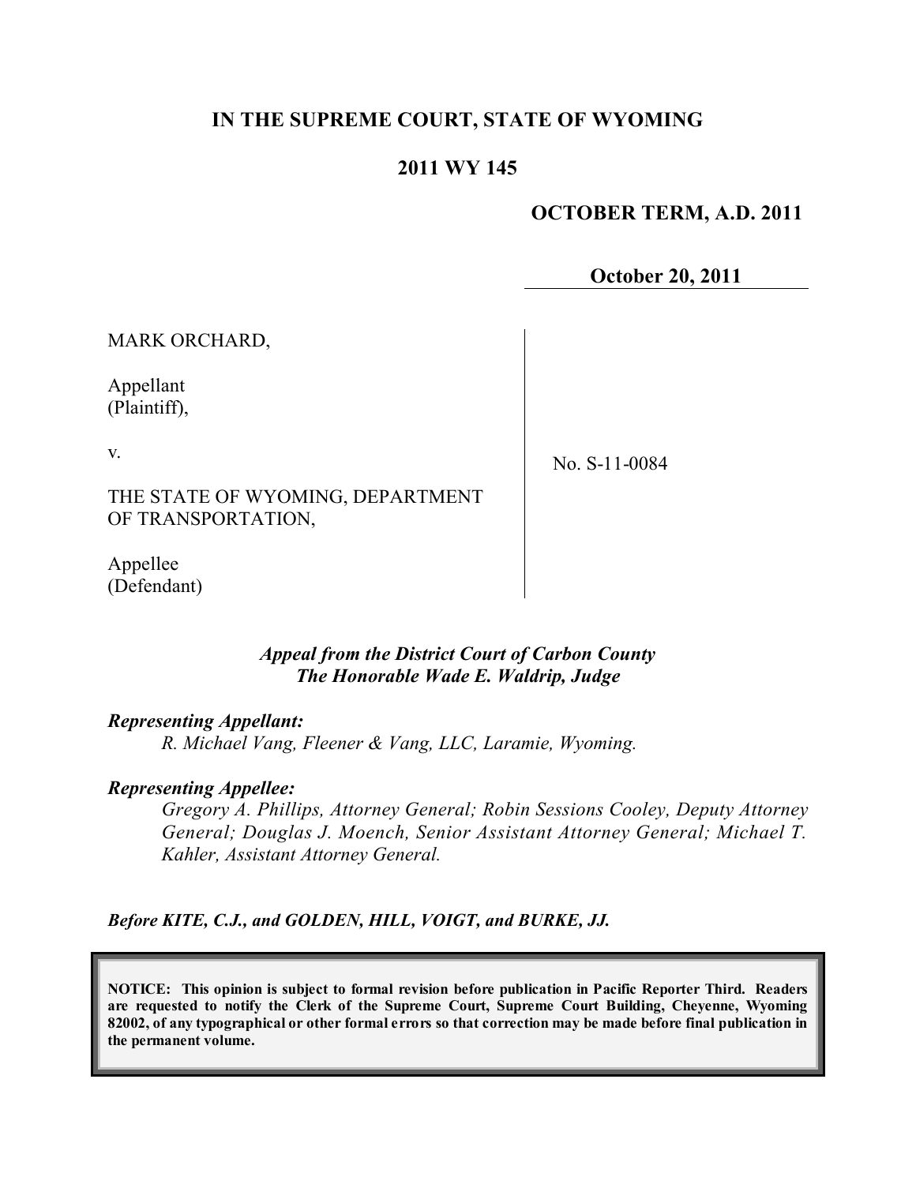# IN THE SUPREME COURT, STATE OF WYOMING

## 2011 WY 145

**OCTOBER TERM, A.D. 2011**

**October 20, 2011**

MARK ORCHARD,

Appellant
(Plaintiff),

v.

THE STATE OF WYOMING, DEPARTMENT OF TRANSPORTATION,

Appellee
(Defendant)

No. S-11-0084

*Appeal from the District Court of Carbon County*
*The Honorable Wade E. Waldrip, Judge*

***Representing Appellant:***

*R. Michael Vang, Fleener & Vang, LLC, Laramie, Wyoming.*

***Representing Appellee:***

*Gregory A. Phillips, Attorney General; Robin Sessions Cooley, Deputy Attorney General; Douglas J. Moench, Senior Assistant Attorney General; Michael T. Kahler, Assistant Attorney General.*

***Before KITE, C.J., and GOLDEN, HILL, VOIGT, and BURKE, JJ.***

**NOTICE: This opinion is subject to formal revision before publication in Pacific Reporter Third. Readers are requested to notify the Clerk of the Supreme Court, Supreme Court Building, Cheyenne, Wyoming 82002, of any typographical or other formal errors so that correction may be made before final publication in the permanent volume.**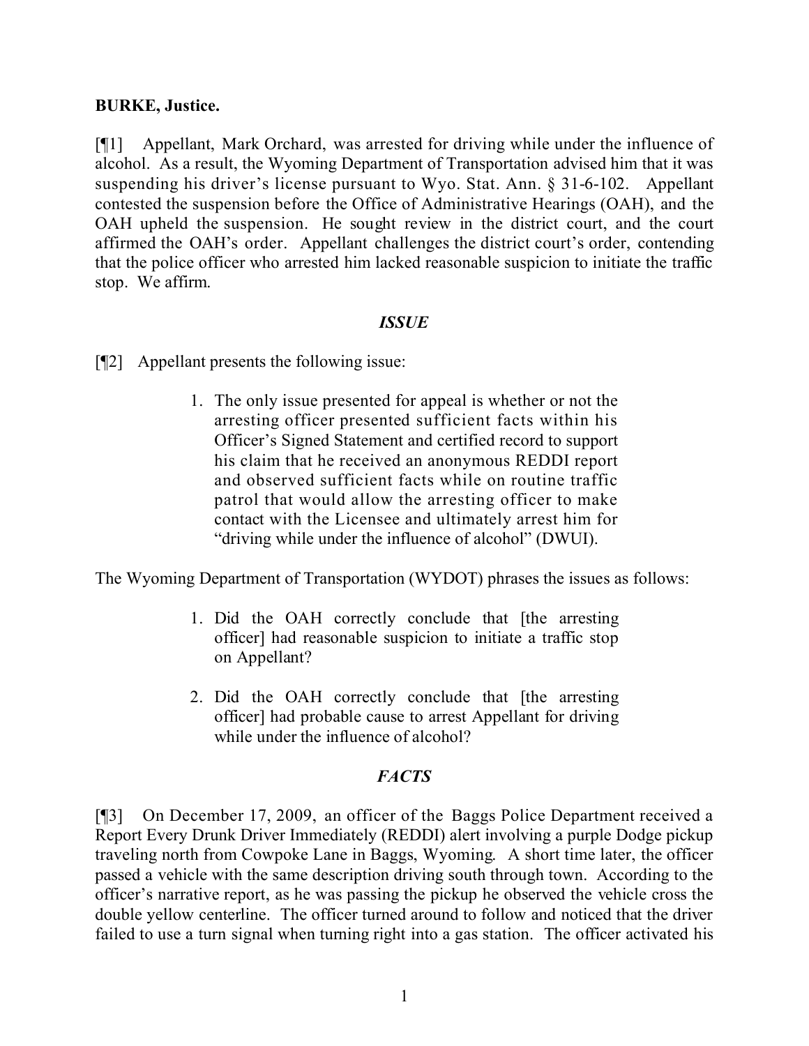**BURKE, Justice.**

[¶1] Appellant, Mark Orchard, was arrested for driving while under the influence of alcohol. As a result, the Wyoming Department of Transportation advised him that it was suspending his driver's license pursuant to Wyo. Stat. Ann. § 31-6-102. Appellant contested the suspension before the Office of Administrative Hearings (OAH), and the OAH upheld the suspension. He sought review in the district court, and the court affirmed the OAH's order. Appellant challenges the district court's order, contending that the police officer who arrested him lacked reasonable suspicion to initiate the traffic stop. We affirm.

### *ISSUE*

[¶2] Appellant presents the following issue:

> 1. The only issue presented for appeal is whether or not the arresting officer presented sufficient facts within his Officer's Signed Statement and certified record to support his claim that he received an anonymous REDDI report and observed sufficient facts while on routine traffic patrol that would allow the arresting officer to make contact with the Licensee and ultimately arrest him for "driving while under the influence of alcohol" (DWUI).

The Wyoming Department of Transportation (WYDOT) phrases the issues as follows:

> 1. Did the OAH correctly conclude that [the arresting officer] had reasonable suspicion to initiate a traffic stop on Appellant?
>
> 2. Did the OAH correctly conclude that [the arresting officer] had probable cause to arrest Appellant for driving while under the influence of alcohol?

### *FACTS*

[¶3] On December 17, 2009, an officer of the Baggs Police Department received a Report Every Drunk Driver Immediately (REDDI) alert involving a purple Dodge pickup traveling north from Cowpoke Lane in Baggs, Wyoming. A short time later, the officer passed a vehicle with the same description driving south through town. According to the officer's narrative report, as he was passing the pickup he observed the vehicle cross the double yellow centerline. The officer turned around to follow and noticed that the driver failed to use a turn signal when turning right into a gas station. The officer activated his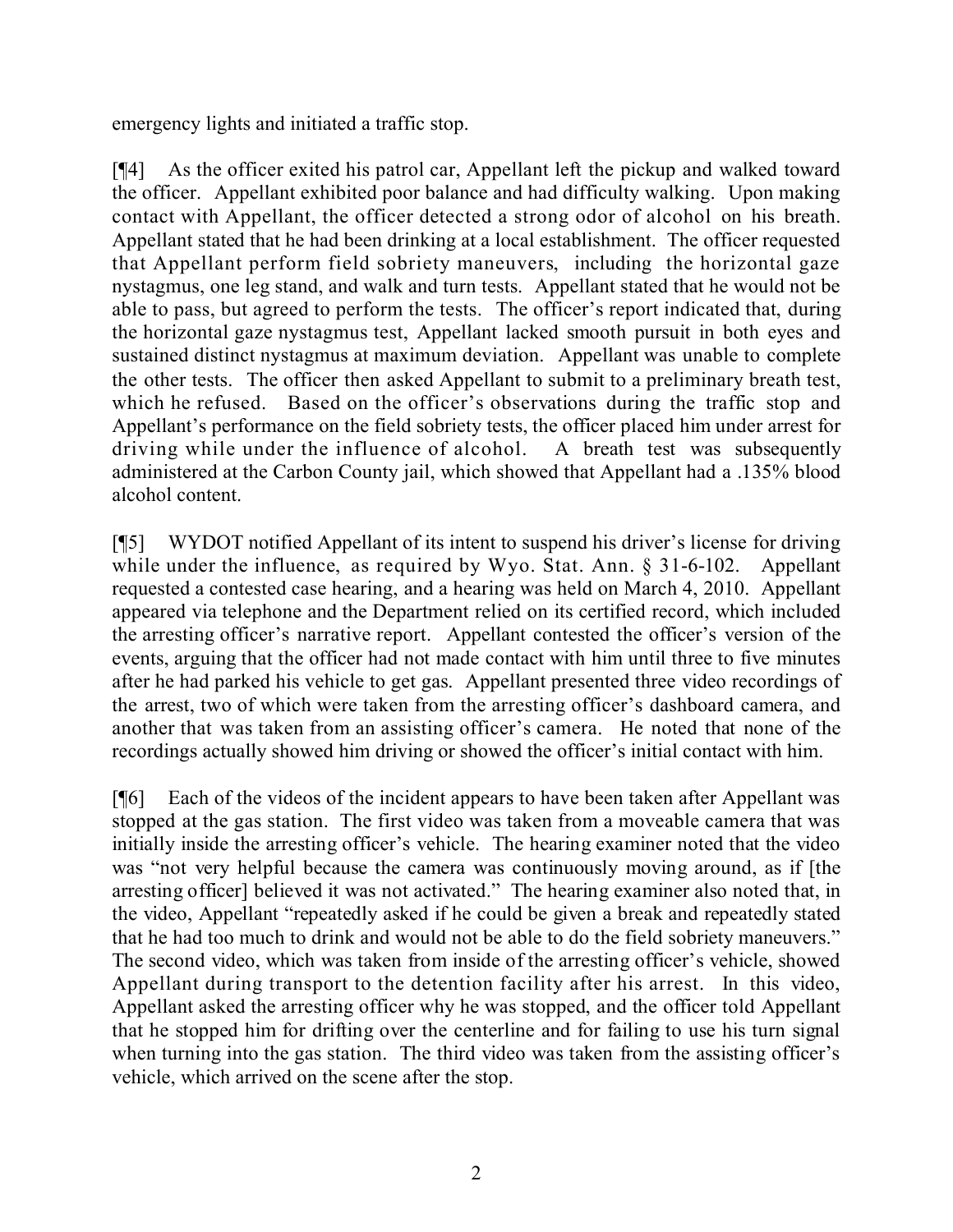emergency lights and initiated a traffic stop.

[¶4] As the officer exited his patrol car, Appellant left the pickup and walked toward the officer. Appellant exhibited poor balance and had difficulty walking. Upon making contact with Appellant, the officer detected a strong odor of alcohol on his breath. Appellant stated that he had been drinking at a local establishment. The officer requested that Appellant perform field sobriety maneuvers, including the horizontal gaze nystagmus, one leg stand, and walk and turn tests. Appellant stated that he would not be able to pass, but agreed to perform the tests. The officer's report indicated that, during the horizontal gaze nystagmus test, Appellant lacked smooth pursuit in both eyes and sustained distinct nystagmus at maximum deviation. Appellant was unable to complete the other tests. The officer then asked Appellant to submit to a preliminary breath test, which he refused. Based on the officer's observations during the traffic stop and Appellant's performance on the field sobriety tests, the officer placed him under arrest for driving while under the influence of alcohol. A breath test was subsequently administered at the Carbon County jail, which showed that Appellant had a .135% blood alcohol content.

[¶5] WYDOT notified Appellant of its intent to suspend his driver's license for driving while under the influence, as required by Wyo. Stat. Ann. § 31-6-102. Appellant requested a contested case hearing, and a hearing was held on March 4, 2010. Appellant appeared via telephone and the Department relied on its certified record, which included the arresting officer's narrative report. Appellant contested the officer's version of the events, arguing that the officer had not made contact with him until three to five minutes after he had parked his vehicle to get gas. Appellant presented three video recordings of the arrest, two of which were taken from the arresting officer's dashboard camera, and another that was taken from an assisting officer's camera. He noted that none of the recordings actually showed him driving or showed the officer's initial contact with him.

[¶6] Each of the videos of the incident appears to have been taken after Appellant was stopped at the gas station. The first video was taken from a moveable camera that was initially inside the arresting officer's vehicle. The hearing examiner noted that the video was "not very helpful because the camera was continuously moving around, as if [the arresting officer] believed it was not activated." The hearing examiner also noted that, in the video, Appellant "repeatedly asked if he could be given a break and repeatedly stated that he had too much to drink and would not be able to do the field sobriety maneuvers." The second video, which was taken from inside of the arresting officer's vehicle, showed Appellant during transport to the detention facility after his arrest. In this video, Appellant asked the arresting officer why he was stopped, and the officer told Appellant that he stopped him for drifting over the centerline and for failing to use his turn signal when turning into the gas station. The third video was taken from the assisting officer's vehicle, which arrived on the scene after the stop.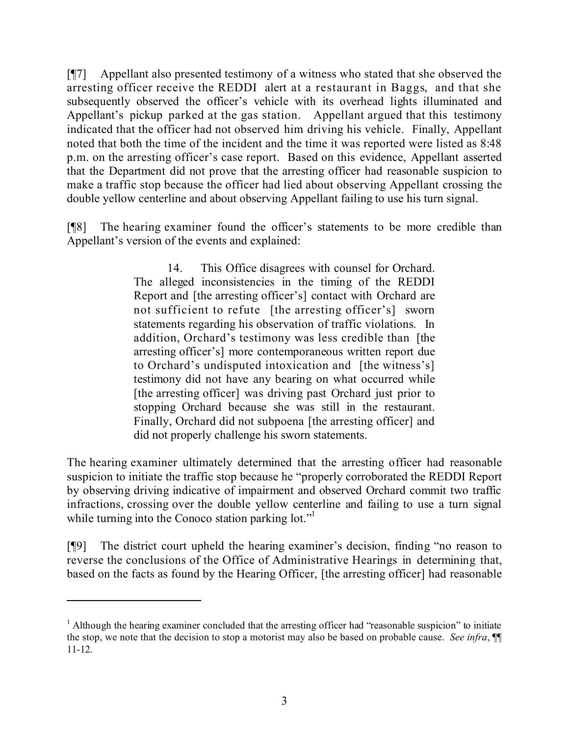[¶7] Appellant also presented testimony of a witness who stated that she observed the arresting officer receive the REDDI alert at a restaurant in Baggs, and that she subsequently observed the officer's vehicle with its overhead lights illuminated and Appellant's pickup parked at the gas station. Appellant argued that this testimony indicated that the officer had not observed him driving his vehicle. Finally, Appellant noted that both the time of the incident and the time it was reported were listed as 8:48 p.m. on the arresting officer's case report. Based on this evidence, Appellant asserted that the Department did not prove that the arresting officer had reasonable suspicion to make a traffic stop because the officer had lied about observing Appellant crossing the double yellow centerline and about observing Appellant failing to use his turn signal.

[¶8] The hearing examiner found the officer's statements to be more credible than Appellant's version of the events and explained:

> 14. This Office disagrees with counsel for Orchard. The alleged inconsistencies in the timing of the REDDI Report and [the arresting officer's] contact with Orchard are not sufficient to refute [the arresting officer's] sworn statements regarding his observation of traffic violations. In addition, Orchard's testimony was less credible than [the arresting officer's] more contemporaneous written report due to Orchard's undisputed intoxication and [the witness's] testimony did not have any bearing on what occurred while [the arresting officer] was driving past Orchard just prior to stopping Orchard because she was still in the restaurant. Finally, Orchard did not subpoena [the arresting officer] and did not properly challenge his sworn statements.

The hearing examiner ultimately determined that the arresting officer had reasonable suspicion to initiate the traffic stop because he "properly corroborated the REDDI Report by observing driving indicative of impairment and observed Orchard commit two traffic infractions, crossing over the double yellow centerline and failing to use a turn signal while turning into the Conoco station parking lot."[1]

[¶9] The district court upheld the hearing examiner's decision, finding "no reason to reverse the conclusions of the Office of Administrative Hearings in determining that, based on the facts as found by the Hearing Officer, [the arresting officer] had reasonable

---

[1] Although the hearing examiner concluded that the arresting officer had "reasonable suspicion" to initiate the stop, we note that the decision to stop a motorist may also be based on probable cause. *See infra*, ¶¶ 11-12.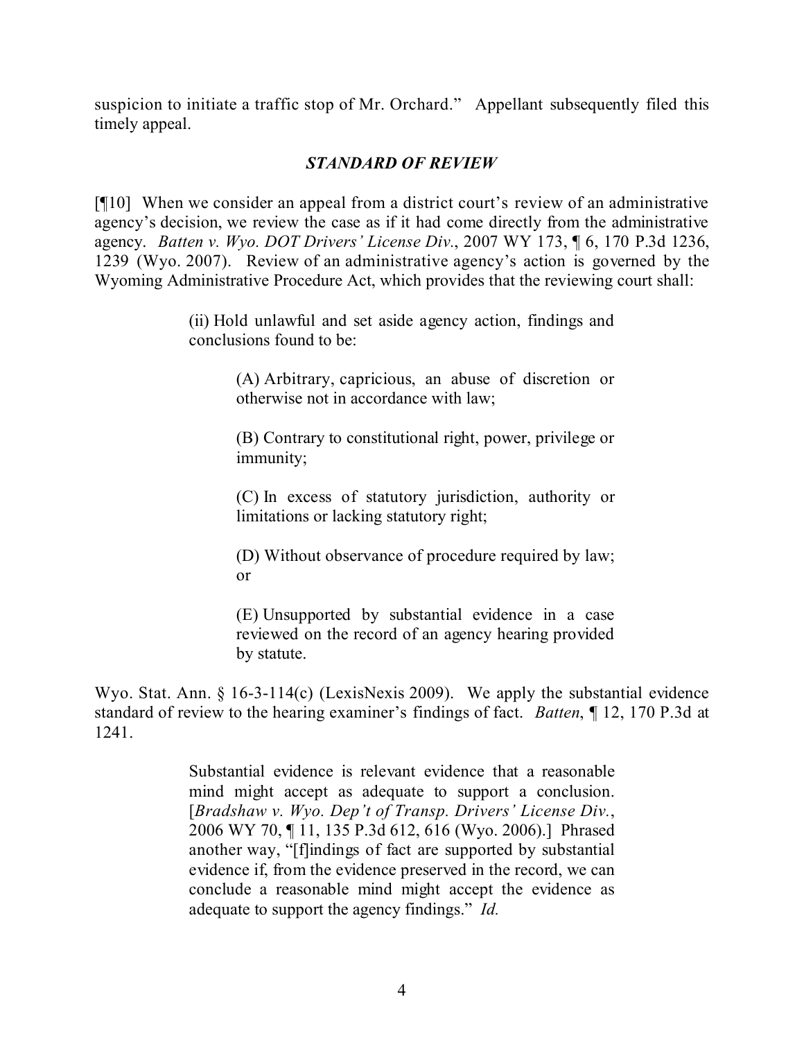suspicion to initiate a traffic stop of Mr. Orchard." Appellant subsequently filed this timely appeal.

### *STANDARD OF REVIEW*

[¶10] When we consider an appeal from a district court's review of an administrative agency's decision, we review the case as if it had come directly from the administrative agency. *Batten v. Wyo. DOT Drivers' License Div.*, 2007 WY 173, ¶ 6, 170 P.3d 1236, 1239 (Wyo. 2007). Review of an administrative agency's action is governed by the Wyoming Administrative Procedure Act, which provides that the reviewing court shall:

> (ii) Hold unlawful and set aside agency action, findings and conclusions found to be:
>
> > (A) Arbitrary, capricious, an abuse of discretion or otherwise not in accordance with law;
> >
> > (B) Contrary to constitutional right, power, privilege or immunity;
> >
> > (C) In excess of statutory jurisdiction, authority or limitations or lacking statutory right;
> >
> > (D) Without observance of procedure required by law; or
> >
> > (E) Unsupported by substantial evidence in a case reviewed on the record of an agency hearing provided by statute.

Wyo. Stat. Ann. § 16-3-114(c) (LexisNexis 2009). We apply the substantial evidence standard of review to the hearing examiner's findings of fact. *Batten*, ¶ 12, 170 P.3d at 1241.

> Substantial evidence is relevant evidence that a reasonable mind might accept as adequate to support a conclusion. [*Bradshaw v. Wyo. Dep't of Transp. Drivers' License Div.*, 2006 WY 70, ¶ 11, 135 P.3d 612, 616 (Wyo. 2006).] Phrased another way, "[f]indings of fact are supported by substantial evidence if, from the evidence preserved in the record, we can conclude a reasonable mind might accept the evidence as adequate to support the agency findings." *Id.*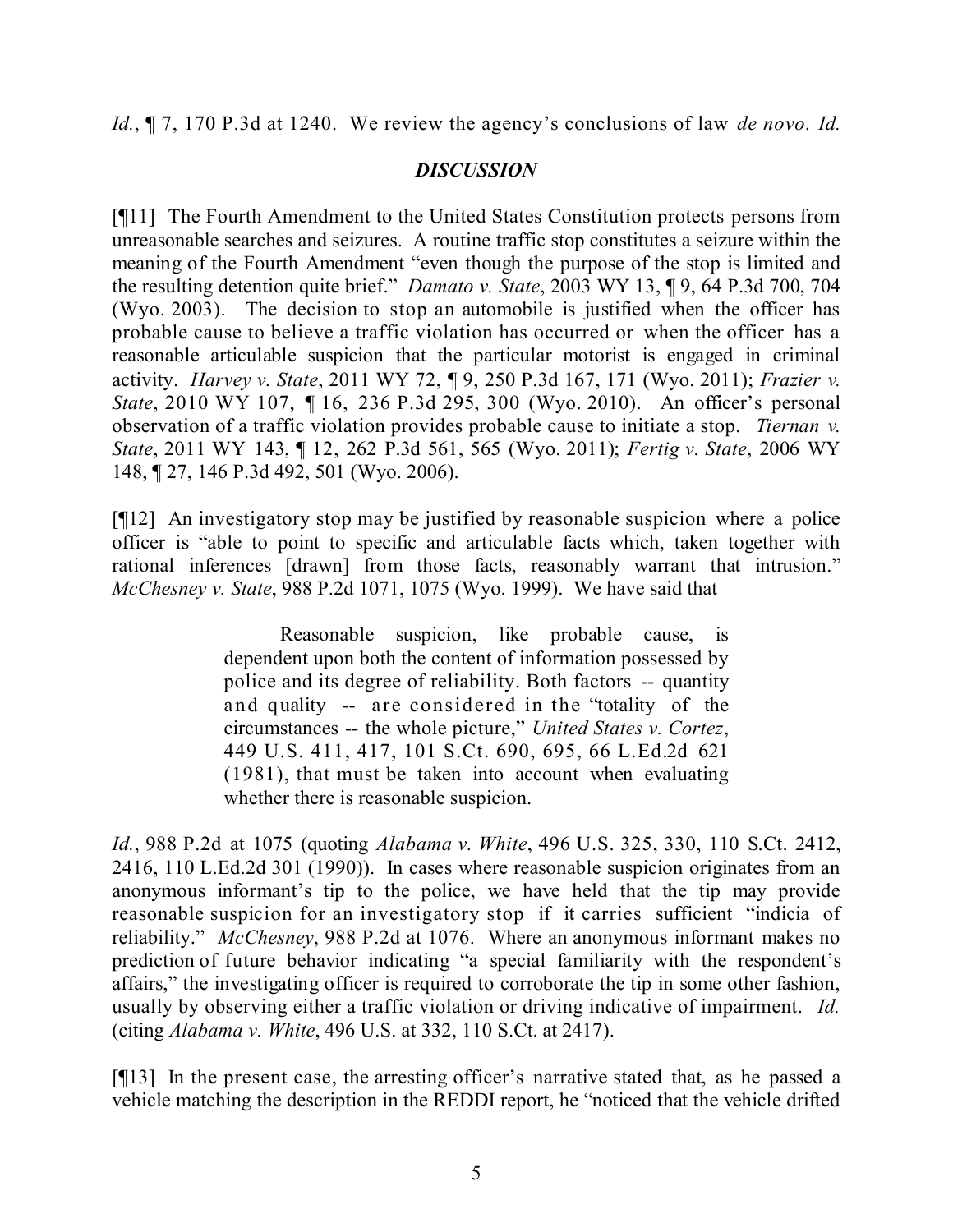*Id.*, ¶ 7, 170 P.3d at 1240. We review the agency's conclusions of law *de novo*. *Id.*

## *DISCUSSION*

[¶11] The Fourth Amendment to the United States Constitution protects persons from unreasonable searches and seizures. A routine traffic stop constitutes a seizure within the meaning of the Fourth Amendment "even though the purpose of the stop is limited and the resulting detention quite brief." *Damato v. State*, 2003 WY 13, ¶ 9, 64 P.3d 700, 704 (Wyo. 2003). The decision to stop an automobile is justified when the officer has probable cause to believe a traffic violation has occurred or when the officer has a reasonable articulable suspicion that the particular motorist is engaged in criminal activity. *Harvey v. State*, 2011 WY 72, ¶ 9, 250 P.3d 167, 171 (Wyo. 2011); *Frazier v. State*, 2010 WY 107, ¶ 16, 236 P.3d 295, 300 (Wyo. 2010). An officer's personal observation of a traffic violation provides probable cause to initiate a stop. *Tiernan v. State*, 2011 WY 143, ¶ 12, 262 P.3d 561, 565 (Wyo. 2011); *Fertig v. State*, 2006 WY 148, ¶ 27, 146 P.3d 492, 501 (Wyo. 2006).

[¶12] An investigatory stop may be justified by reasonable suspicion where a police officer is "able to point to specific and articulable facts which, taken together with rational inferences [drawn] from those facts, reasonably warrant that intrusion." *McChesney v. State*, 988 P.2d 1071, 1075 (Wyo. 1999). We have said that

> Reasonable suspicion, like probable cause, is dependent upon both the content of information possessed by police and its degree of reliability. Both factors -- quantity and quality -- are considered in the "totality of the circumstances -- the whole picture," *United States v. Cortez*, 449 U.S. 411, 417, 101 S.Ct. 690, 695, 66 L.Ed.2d 621 (1981), that must be taken into account when evaluating whether there is reasonable suspicion.

*Id.*, 988 P.2d at 1075 (quoting *Alabama v. White*, 496 U.S. 325, 330, 110 S.Ct. 2412, 2416, 110 L.Ed.2d 301 (1990)). In cases where reasonable suspicion originates from an anonymous informant's tip to the police, we have held that the tip may provide reasonable suspicion for an investigatory stop if it carries sufficient "indicia of reliability." *McChesney*, 988 P.2d at 1076. Where an anonymous informant makes no prediction of future behavior indicating "a special familiarity with the respondent's affairs," the investigating officer is required to corroborate the tip in some other fashion, usually by observing either a traffic violation or driving indicative of impairment. *Id.* (citing *Alabama v. White*, 496 U.S. at 332, 110 S.Ct. at 2417).

[¶13] In the present case, the arresting officer's narrative stated that, as he passed a vehicle matching the description in the REDDI report, he "noticed that the vehicle drifted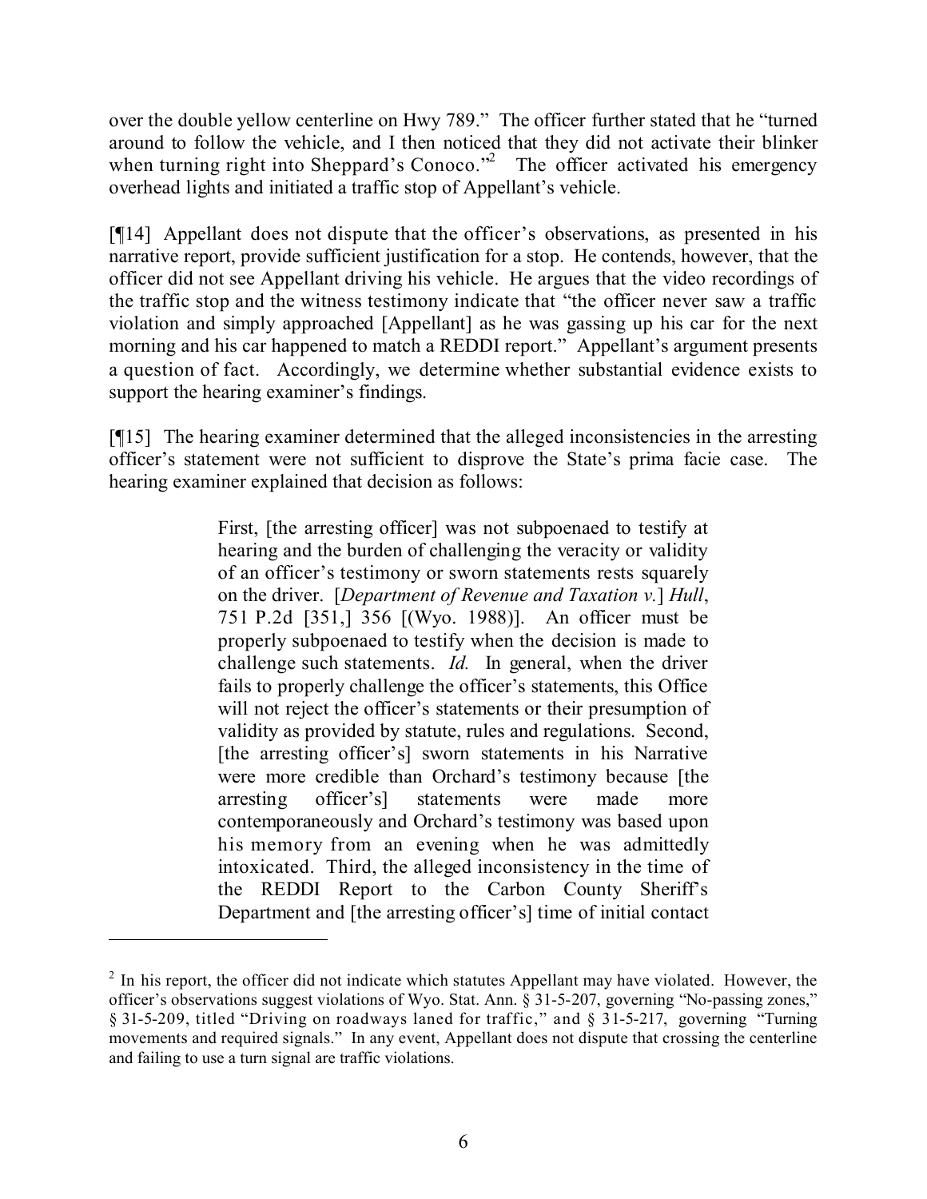over the double yellow centerline on Hwy 789." The officer further stated that he "turned around to follow the vehicle, and I then noticed that they did not activate their blinker when turning right into Sheppard's Conoco."[2] The officer activated his emergency overhead lights and initiated a traffic stop of Appellant's vehicle.

[¶14] Appellant does not dispute that the officer's observations, as presented in his narrative report, provide sufficient justification for a stop. He contends, however, that the officer did not see Appellant driving his vehicle. He argues that the video recordings of the traffic stop and the witness testimony indicate that "the officer never saw a traffic violation and simply approached [Appellant] as he was gassing up his car for the next morning and his car happened to match a REDDI report." Appellant's argument presents a question of fact. Accordingly, we determine whether substantial evidence exists to support the hearing examiner's findings.

[¶15] The hearing examiner determined that the alleged inconsistencies in the arresting officer's statement were not sufficient to disprove the State's prima facie case. The hearing examiner explained that decision as follows:

> First, [the arresting officer] was not subpoenaed to testify at hearing and the burden of challenging the veracity or validity of an officer's testimony or sworn statements rests squarely on the driver. [*Department of Revenue and Taxation v.*] *Hull*, 751 P.2d [351,] 356 [(Wyo. 1988)]. An officer must be properly subpoenaed to testify when the decision is made to challenge such statements. *Id.* In general, when the driver fails to properly challenge the officer's statements, this Office will not reject the officer's statements or their presumption of validity as provided by statute, rules and regulations. Second, [the arresting officer's] sworn statements in his Narrative were more credible than Orchard's testimony because [the arresting officer's] statements were made more contemporaneously and Orchard's testimony was based upon his memory from an evening when he was admittedly intoxicated. Third, the alleged inconsistency in the time of the REDDI Report to the Carbon County Sheriff's Department and [the arresting officer's] time of initial contact

---

[2] In his report, the officer did not indicate which statutes Appellant may have violated. However, the officer's observations suggest violations of Wyo. Stat. Ann. § 31-5-207, governing "No-passing zones," § 31-5-209, titled "Driving on roadways laned for traffic," and § 31-5-217, governing "Turning movements and required signals." In any event, Appellant does not dispute that crossing the centerline and failing to use a turn signal are traffic violations.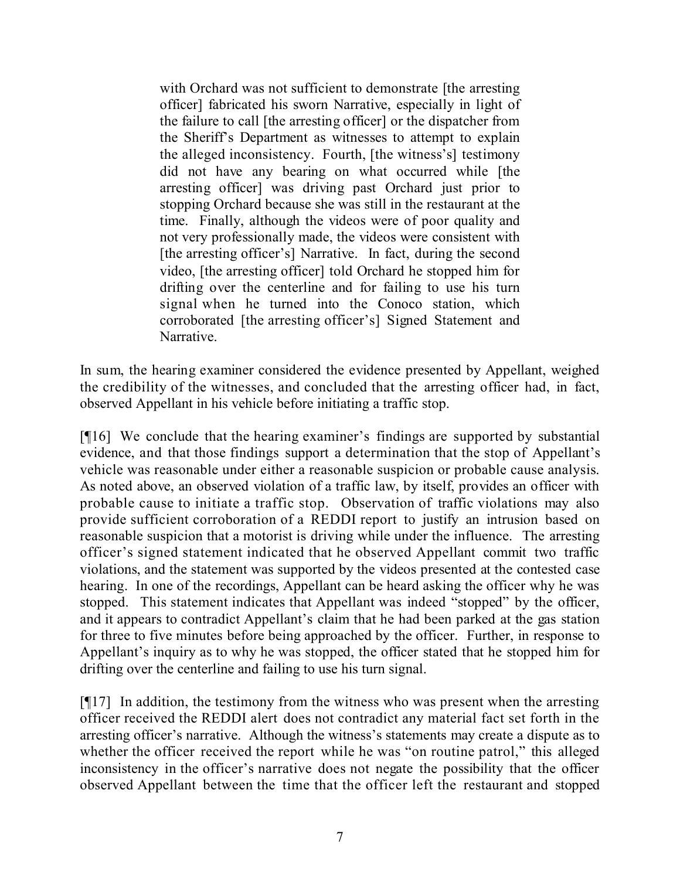> with Orchard was not sufficient to demonstrate [the arresting officer] fabricated his sworn Narrative, especially in light of the failure to call [the arresting officer] or the dispatcher from the Sheriff's Department as witnesses to attempt to explain the alleged inconsistency. Fourth, [the witness's] testimony did not have any bearing on what occurred while [the arresting officer] was driving past Orchard just prior to stopping Orchard because she was still in the restaurant at the time. Finally, although the videos were of poor quality and not very professionally made, the videos were consistent with [the arresting officer's] Narrative. In fact, during the second video, [the arresting officer] told Orchard he stopped him for drifting over the centerline and for failing to use his turn signal when he turned into the Conoco station, which corroborated [the arresting officer's] Signed Statement and Narrative.

In sum, the hearing examiner considered the evidence presented by Appellant, weighed the credibility of the witnesses, and concluded that the arresting officer had, in fact, observed Appellant in his vehicle before initiating a traffic stop.

[¶16] We conclude that the hearing examiner's findings are supported by substantial evidence, and that those findings support a determination that the stop of Appellant's vehicle was reasonable under either a reasonable suspicion or probable cause analysis. As noted above, an observed violation of a traffic law, by itself, provides an officer with probable cause to initiate a traffic stop. Observation of traffic violations may also provide sufficient corroboration of a REDDI report to justify an intrusion based on reasonable suspicion that a motorist is driving while under the influence. The arresting officer's signed statement indicated that he observed Appellant commit two traffic violations, and the statement was supported by the videos presented at the contested case hearing. In one of the recordings, Appellant can be heard asking the officer why he was stopped. This statement indicates that Appellant was indeed "stopped" by the officer, and it appears to contradict Appellant's claim that he had been parked at the gas station for three to five minutes before being approached by the officer. Further, in response to Appellant's inquiry as to why he was stopped, the officer stated that he stopped him for drifting over the centerline and failing to use his turn signal.

[¶17] In addition, the testimony from the witness who was present when the arresting officer received the REDDI alert does not contradict any material fact set forth in the arresting officer's narrative. Although the witness's statements may create a dispute as to whether the officer received the report while he was "on routine patrol," this alleged inconsistency in the officer's narrative does not negate the possibility that the officer observed Appellant between the time that the officer left the restaurant and stopped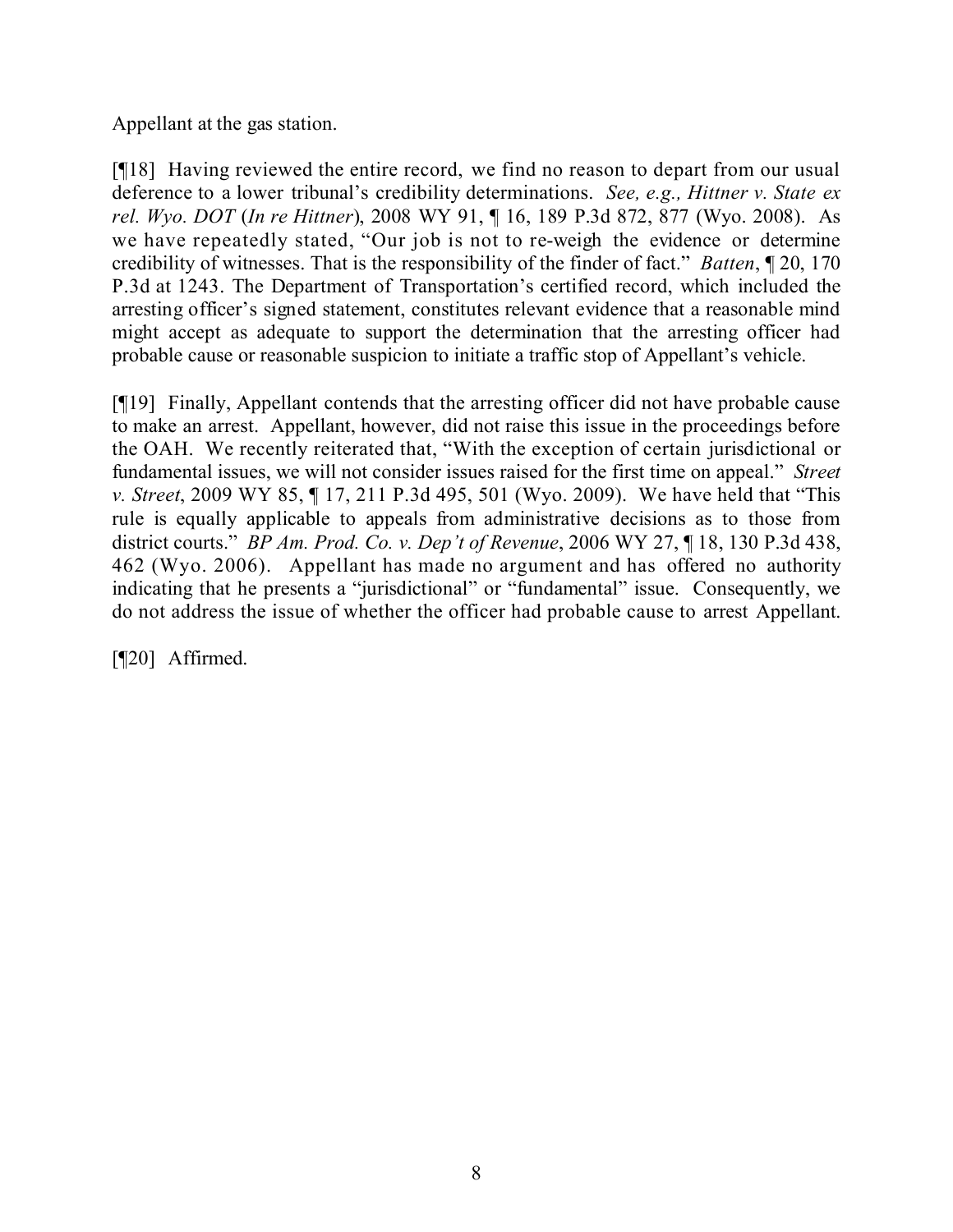Appellant at the gas station.

[¶18] Having reviewed the entire record, we find no reason to depart from our usual deference to a lower tribunal's credibility determinations. *See, e.g., Hittner v. State ex rel. Wyo. DOT* (*In re Hittner*), 2008 WY 91, ¶ 16, 189 P.3d 872, 877 (Wyo. 2008). As we have repeatedly stated, "Our job is not to re-weigh the evidence or determine credibility of witnesses. That is the responsibility of the finder of fact." *Batten*, ¶ 20, 170 P.3d at 1243. The Department of Transportation's certified record, which included the arresting officer's signed statement, constitutes relevant evidence that a reasonable mind might accept as adequate to support the determination that the arresting officer had probable cause or reasonable suspicion to initiate a traffic stop of Appellant's vehicle.

[¶19] Finally, Appellant contends that the arresting officer did not have probable cause to make an arrest. Appellant, however, did not raise this issue in the proceedings before the OAH. We recently reiterated that, "With the exception of certain jurisdictional or fundamental issues, we will not consider issues raised for the first time on appeal." *Street v. Street*, 2009 WY 85, ¶ 17, 211 P.3d 495, 501 (Wyo. 2009). We have held that "This rule is equally applicable to appeals from administrative decisions as to those from district courts." *BP Am. Prod. Co. v. Dep't of Revenue*, 2006 WY 27, ¶ 18, 130 P.3d 438, 462 (Wyo. 2006). Appellant has made no argument and has offered no authority indicating that he presents a "jurisdictional" or "fundamental" issue. Consequently, we do not address the issue of whether the officer had probable cause to arrest Appellant.

[¶20] Affirmed.